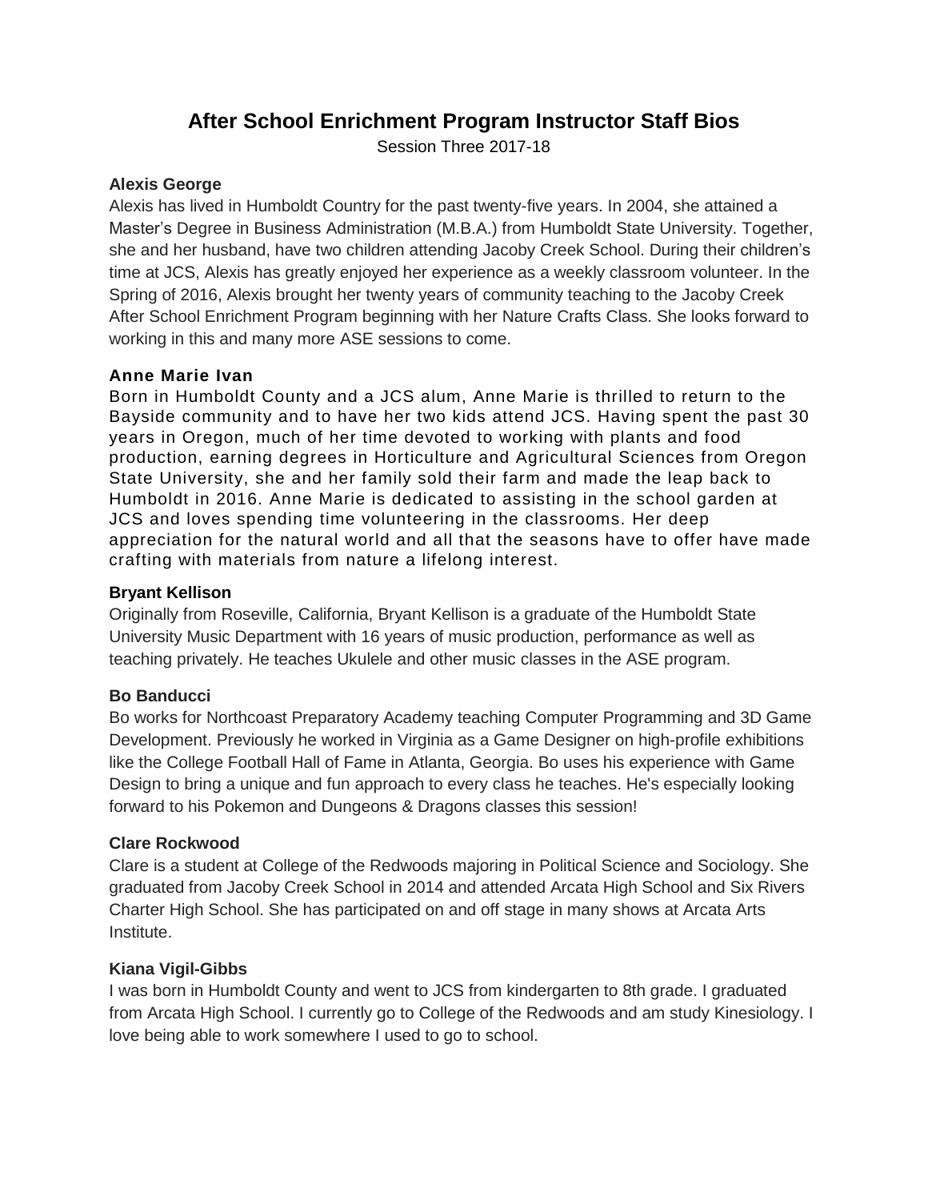# After School Enrichment Program Instructor Staff Bios

Session Three 2017-18

### Alexis George

Alexis has lived in Humboldt Country for the past twenty-five years. In 2004, she attained a Master's Degree in Business Administration (M.B.A.) from Humboldt State University. Together, she and her husband, have two children attending Jacoby Creek School. During their children's time at JCS, Alexis has greatly enjoyed her experience as a weekly classroom volunteer. In the Spring of 2016, Alexis brought her twenty years of community teaching to the Jacoby Creek After School Enrichment Program beginning with her Nature Crafts Class. She looks forward to working in this and many more ASE sessions to come.

### Anne Marie Ivan

Born in Humboldt County and a JCS alum, Anne Marie is thrilled to return to the Bayside community and to have her two kids attend JCS. Having spent the past 30 years in Oregon, much of her time devoted to working with plants and food production, earning degrees in Horticulture and Agricultural Sciences from Oregon State University, she and her family sold their farm and made the leap back to Humboldt in 2016. Anne Marie is dedicated to assisting in the school garden at JCS and loves spending time volunteering in the classrooms. Her deep appreciation for the natural world and all that the seasons have to offer have made crafting with materials from nature a lifelong interest.

### Bryant Kellison

Originally from Roseville, California, Bryant Kellison is a graduate of the Humboldt State University Music Department with 16 years of music production, performance as well as teaching privately. He teaches Ukulele and other music classes in the ASE program.

### Bo Banducci

Bo works for Northcoast Preparatory Academy teaching Computer Programming and 3D Game Development. Previously he worked in Virginia as a Game Designer on high-profile exhibitions like the College Football Hall of Fame in Atlanta, Georgia. Bo uses his experience with Game Design to bring a unique and fun approach to every class he teaches. He's especially looking forward to his Pokemon and Dungeons & Dragons classes this session!

### Clare Rockwood

Clare is a student at College of the Redwoods majoring in Political Science and Sociology. She graduated from Jacoby Creek School in 2014 and attended Arcata High School and Six Rivers Charter High School. She has participated on and off stage in many shows at Arcata Arts Institute.

### Kiana Vigil-Gibbs

I was born in Humboldt County and went to JCS from kindergarten to 8th grade. I graduated from Arcata High School. I currently go to College of the Redwoods and am study Kinesiology. I love being able to work somewhere I used to go to school.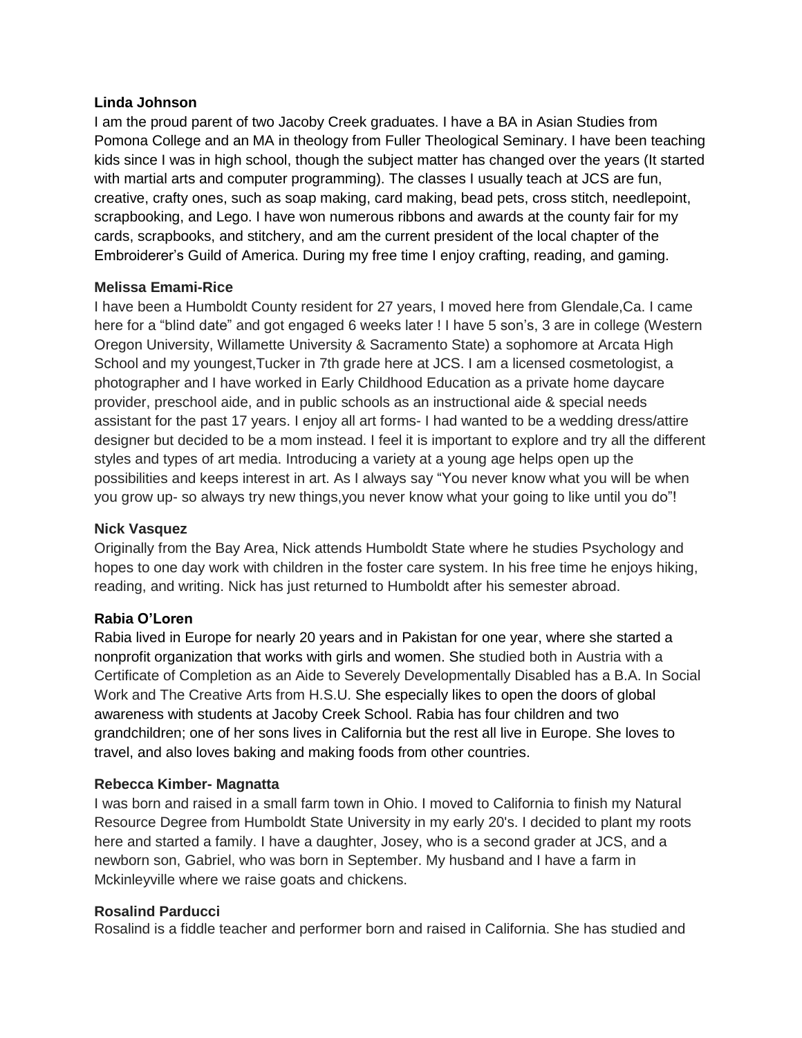**Linda Johnson**

I am the proud parent of two Jacoby Creek graduates. I have a BA in Asian Studies from Pomona College and an MA in theology from Fuller Theological Seminary. I have been teaching kids since I was in high school, though the subject matter has changed over the years (It started with martial arts and computer programming). The classes I usually teach at JCS are fun, creative, crafty ones, such as soap making, card making, bead pets, cross stitch, needlepoint, scrapbooking, and Lego. I have won numerous ribbons and awards at the county fair for my cards, scrapbooks, and stitchery, and am the current president of the local chapter of the Embroiderer's Guild of America. During my free time I enjoy crafting, reading, and gaming.

**Melissa Emami-Rice**

I have been a Humboldt County resident for 27 years, I moved here from Glendale,Ca. I came here for a "blind date" and got engaged 6 weeks later ! I have 5 son's, 3 are in college (Western Oregon University, Willamette University & Sacramento State) a sophomore at Arcata High School and my youngest,Tucker in 7th grade here at JCS. I am a licensed cosmetologist, a photographer and I have worked in Early Childhood Education as a private home daycare provider, preschool aide, and in public schools as an instructional aide & special needs assistant for the past 17 years. I enjoy all art forms- I had wanted to be a wedding dress/attire designer but decided to be a mom instead. I feel it is important to explore and try all the different styles and types of art media. Introducing a variety at a young age helps open up the possibilities and keeps interest in art. As I always say "You never know what you will be when you grow up- so always try new things,you never know what your going to like until you do"!

**Nick Vasquez**

Originally from the Bay Area, Nick attends Humboldt State where he studies Psychology and hopes to one day work with children in the foster care system. In his free time he enjoys hiking, reading, and writing. Nick has just returned to Humboldt after his semester abroad.

**Rabia O'Loren**

Rabia lived in Europe for nearly 20 years and in Pakistan for one year, where she started a nonprofit organization that works with girls and women. She studied both in Austria with a Certificate of Completion as an Aide to Severely Developmentally Disabled has a B.A. In Social Work and The Creative Arts from H.S.U. She especially likes to open the doors of global awareness with students at Jacoby Creek School. Rabia has four children and two grandchildren; one of her sons lives in California but the rest all live in Europe. She loves to travel, and also loves baking and making foods from other countries.

**Rebecca Kimber- Magnatta**

I was born and raised in a small farm town in Ohio. I moved to California to finish my Natural Resource Degree from Humboldt State University in my early 20's. I decided to plant my roots here and started a family. I have a daughter, Josey, who is a second grader at JCS, and a newborn son, Gabriel, who was born in September. My husband and I have a farm in Mckinleyville where we raise goats and chickens.

**Rosalind Parducci**

Rosalind is a fiddle teacher and performer born and raised in California. She has studied and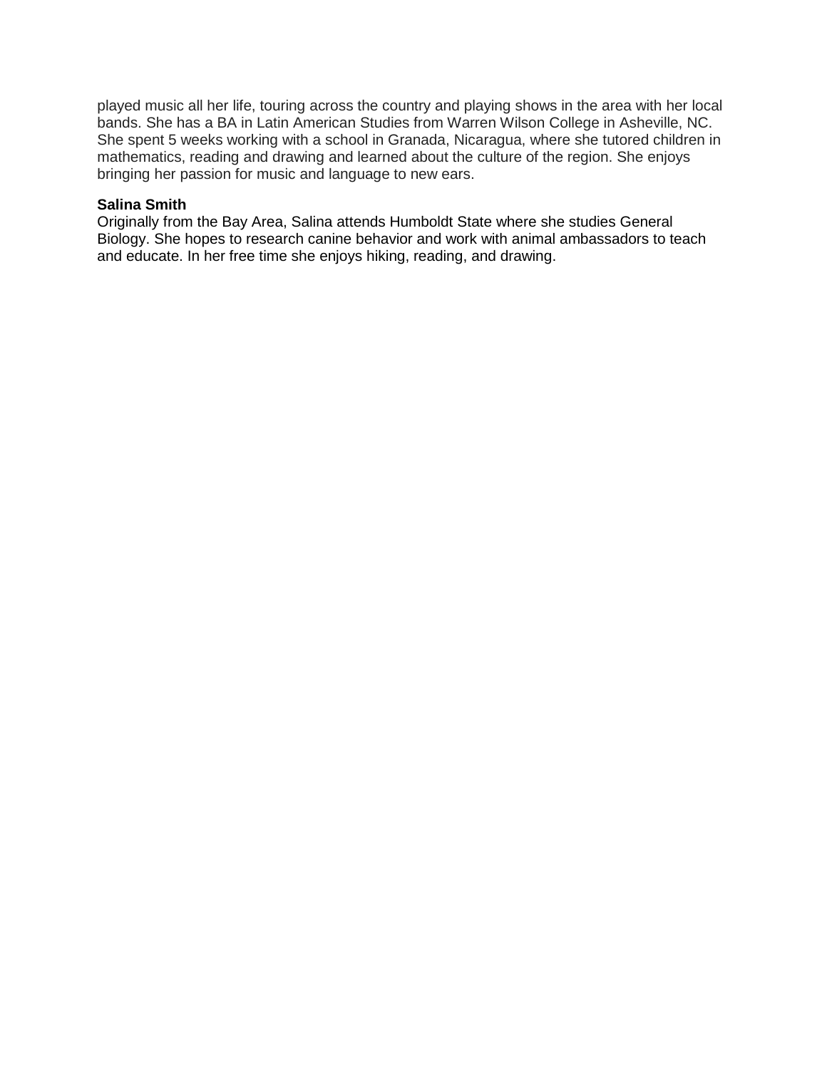played music all her life, touring across the country and playing shows in the area with her local bands. She has a BA in Latin American Studies from Warren Wilson College in Asheville, NC. She spent 5 weeks working with a school in Granada, Nicaragua, where she tutored children in mathematics, reading and drawing and learned about the culture of the region. She enjoys bringing her passion for music and language to new ears.

**Salina Smith**
Originally from the Bay Area, Salina attends Humboldt State where she studies General Biology. She hopes to research canine behavior and work with animal ambassadors to teach and educate. In her free time she enjoys hiking, reading, and drawing.